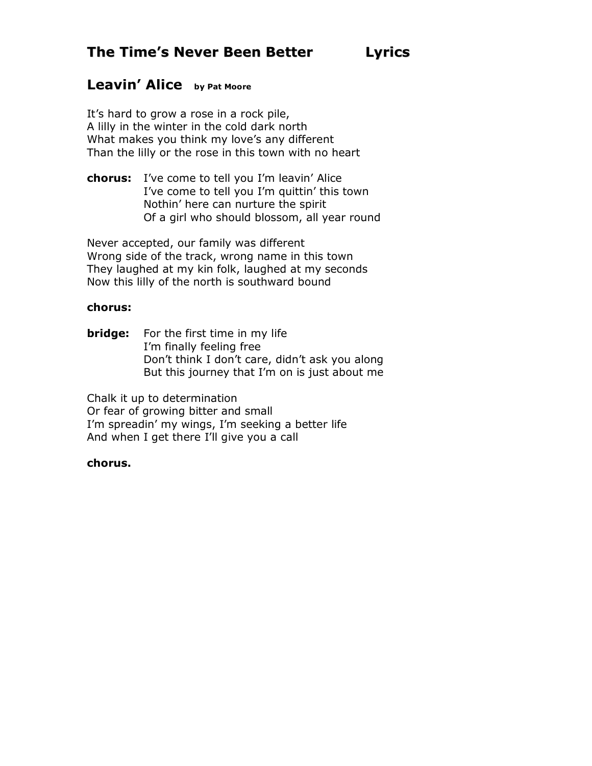# The Time's Never Been Better Lyrics

## Leavin' Alice **by Pat Moore**

It's hard to grow a rose in a rock pile,
A lilly in the winter in the cold dark north
What makes you think my love's any different
Than the lilly or the rose in this town with no heart

**chorus:** I've come to tell you I'm leavin' Alice
I've come to tell you I'm quittin' this town
Nothin' here can nurture the spirit
Of a girl who should blossom, all year round

Never accepted, our family was different
Wrong side of the track, wrong name in this town
They laughed at my kin folk, laughed at my seconds
Now this lilly of the north is southward bound

**chorus:**

**bridge:** For the first time in my life
I'm finally feeling free
Don't think I don't care, didn't ask you along
But this journey that I'm on is just about me

Chalk it up to determination
Or fear of growing bitter and small
I'm spreadin' my wings, I'm seeking a better life
And when I get there I'll give you a call

**chorus.**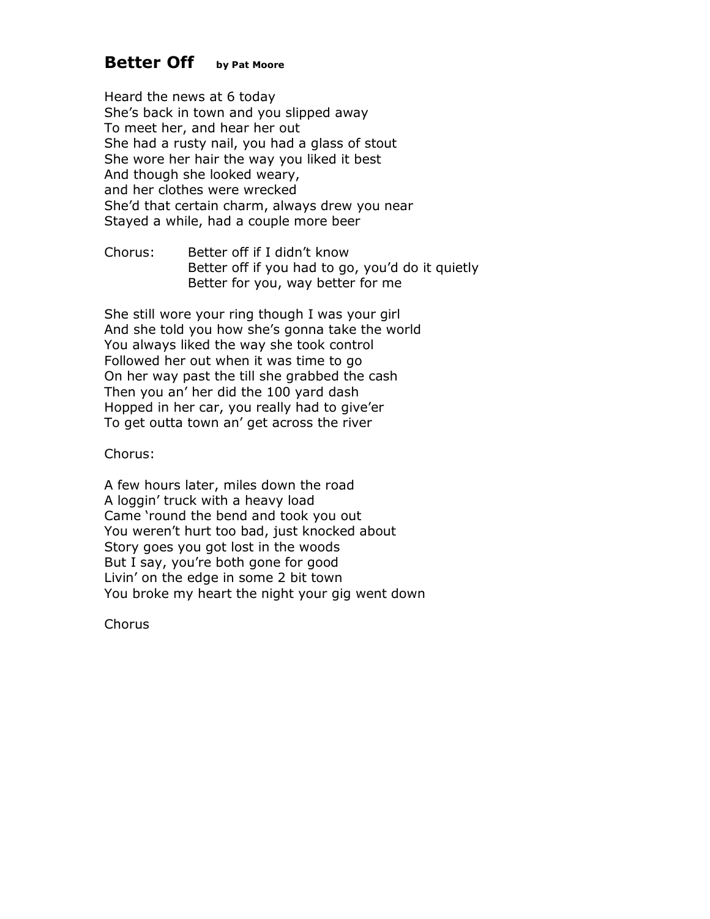## **Better Off** by Pat Moore

Heard the news at 6 today  
She's back in town and you slipped away  
To meet her, and hear her out  
She had a rusty nail, you had a glass of stout  
She wore her hair the way you liked it best  
And though she looked weary,  
and her clothes were wrecked  
She'd that certain charm, always drew you near  
Stayed a while, had a couple more beer

Chorus: Better off if I didn't know  
Better off if you had to go, you'd do it quietly  
Better for you, way better for me

She still wore your ring though I was your girl  
And she told you how she's gonna take the world  
You always liked the way she took control  
Followed her out when it was time to go  
On her way past the till she grabbed the cash  
Then you an' her did the 100 yard dash  
Hopped in her car, you really had to give'er  
To get outta town an' get across the river

Chorus:

A few hours later, miles down the road  
A loggin' truck with a heavy load  
Came 'round the bend and took you out  
You weren't hurt too bad, just knocked about  
Story goes you got lost in the woods  
But I say, you're both gone for good  
Livin' on the edge in some 2 bit town  
You broke my heart the night your gig went down

Chorus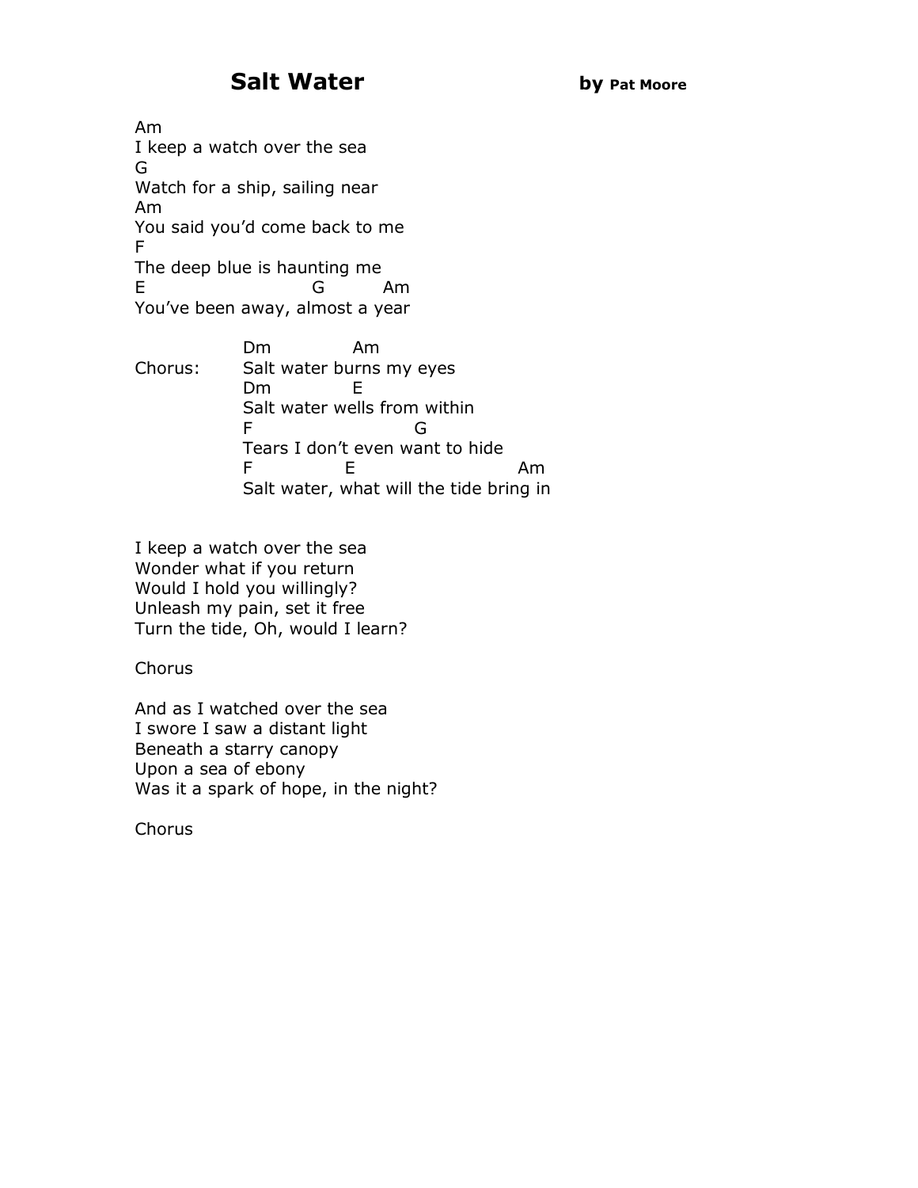# Salt Water by Pat Moore

```
Am
I keep a watch over the sea
G
Watch for a ship, sailing near
Am
You said you'd come back to me
F
The deep blue is haunting me
E                    G         Am
You've been away, almost a year

            Dm            Am
Chorus:     Salt water burns my eyes
            Dm            E
            Salt water wells from within
            F                      G
            Tears I don't even want to hide
            F             E                      Am
            Salt water, what will the tide bring in
```

I keep a watch over the sea
Wonder what if you return
Would I hold you willingly?
Unleash my pain, set it free
Turn the tide, Oh, would I learn?

Chorus

And as I watched over the sea
I swore I saw a distant light
Beneath a starry canopy
Upon a sea of ebony
Was it a spark of hope, in the night?

Chorus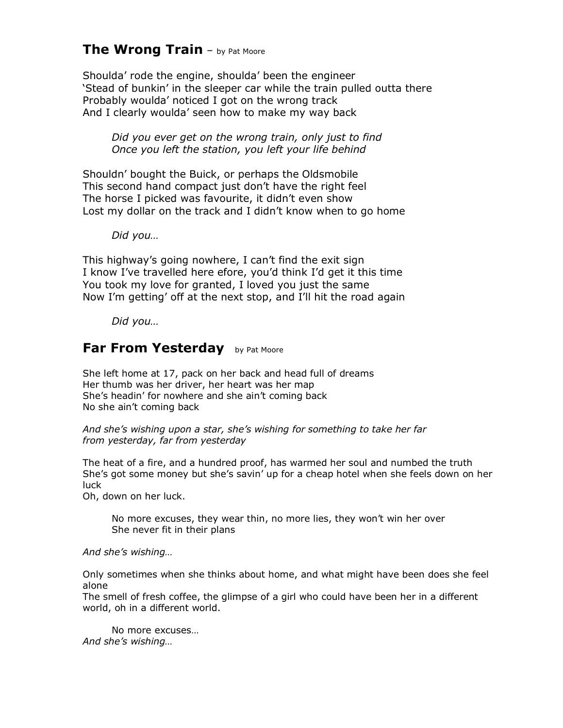## **The Wrong Train** – by Pat Moore

Shoulda' rode the engine, shoulda' been the engineer
'Stead of bunkin' in the sleeper car while the train pulled outta there
Probably woulda' noticed I got on the wrong track
And I clearly woulda' seen how to make my way back

> *Did you ever get on the wrong train, only just to find*
> *Once you left the station, you left your life behind*

Shouldn' bought the Buick, or perhaps the Oldsmobile
This second hand compact just don't have the right feel
The horse I picked was favourite, it didn't even show
Lost my dollar on the track and I didn't know when to go home

> *Did you…*

This highway's going nowhere, I can't find the exit sign
I know I've travelled here efore, you'd think I'd get it this time
You took my love for granted, I loved you just the same
Now I'm getting' off at the next stop, and I'll hit the road again

> *Did you…*

## **Far From Yesterday** by Pat Moore

She left home at 17, pack on her back and head full of dreams
Her thumb was her driver, her heart was her map
She's headin' for nowhere and she ain't coming back
No she ain't coming back

*And she's wishing upon a star, she's wishing for something to take her far from yesterday, far from yesterday*

The heat of a fire, and a hundred proof, has warmed her soul and numbed the truth
She's got some money but she's savin' up for a cheap hotel when she feels down on her luck
Oh, down on her luck.

> No more excuses, they wear thin, no more lies, they won't win her over
> She never fit in their plans

*And she's wishing…*

Only sometimes when she thinks about home, and what might have been does she feel alone
The smell of fresh coffee, the glimpse of a girl who could have been her in a different world, oh in a different world.

> No more excuses…

*And she's wishing…*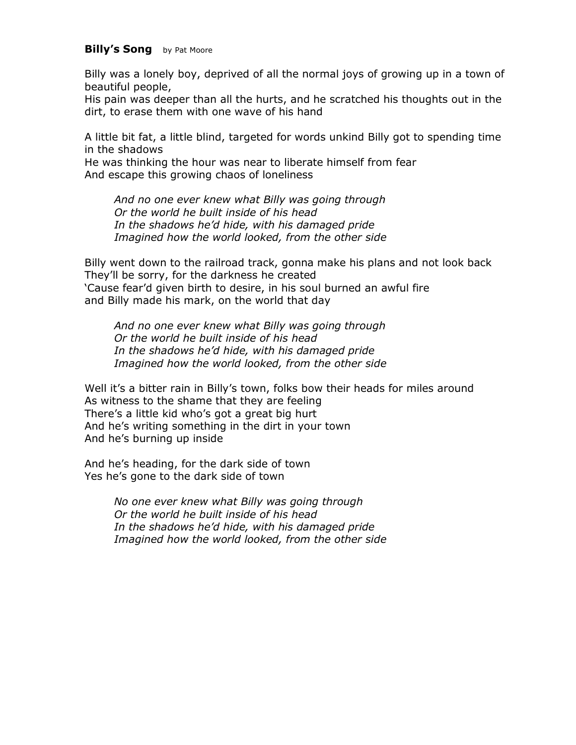**Billy's Song** by Pat Moore

Billy was a lonely boy, deprived of all the normal joys of growing up in a town of beautiful people,
His pain was deeper than all the hurts, and he scratched his thoughts out in the dirt, to erase them with one wave of his hand

A little bit fat, a little blind, targeted for words unkind Billy got to spending time in the shadows
He was thinking the hour was near to liberate himself from fear
And escape this growing chaos of loneliness

> *And no one ever knew what Billy was going through*
> *Or the world he built inside of his head*
> *In the shadows he'd hide, with his damaged pride*
> *Imagined how the world looked, from the other side*

Billy went down to the railroad track, gonna make his plans and not look back
They'll be sorry, for the darkness he created
'Cause fear'd given birth to desire, in his soul burned an awful fire
and Billy made his mark, on the world that day

> *And no one ever knew what Billy was going through*
> *Or the world he built inside of his head*
> *In the shadows he'd hide, with his damaged pride*
> *Imagined how the world looked, from the other side*

Well it's a bitter rain in Billy's town, folks bow their heads for miles around
As witness to the shame that they are feeling
There's a little kid who's got a great big hurt
And he's writing something in the dirt in your town
And he's burning up inside

And he's heading, for the dark side of town
Yes he's gone to the dark side of town

> *No one ever knew what Billy was going through*
> *Or the world he built inside of his head*
> *In the shadows he'd hide, with his damaged pride*
> *Imagined how the world looked, from the other side*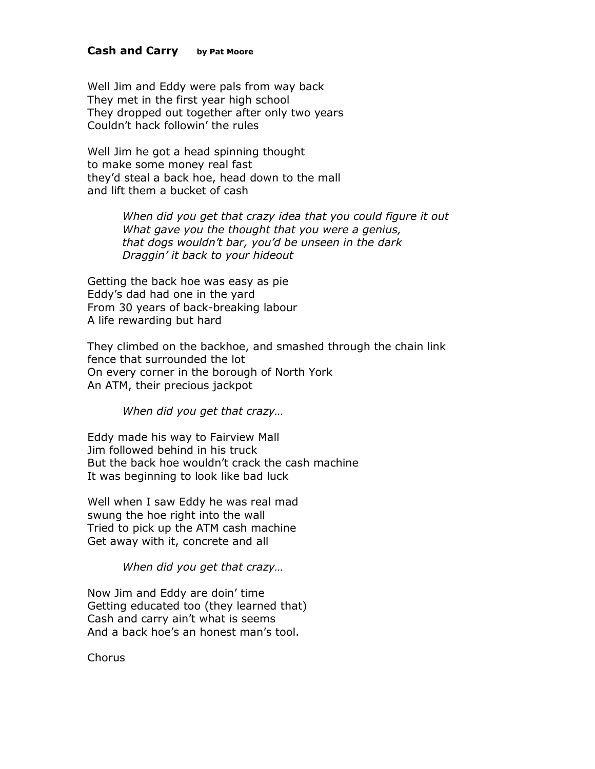**Cash and Carry** **by Pat Moore**

Well Jim and Eddy were pals from way back  
They met in the first year high school  
They dropped out together after only two years  
Couldn't hack followin' the rules

Well Jim he got a head spinning thought  
to make some money real fast  
they'd steal a back hoe, head down to the mall  
and lift them a bucket of cash

> *When did you get that crazy idea that you could figure it out*  
> *What gave you the thought that you were a genius,*  
> *that dogs wouldn't bar, you'd be unseen in the dark*  
> *Draggin' it back to your hideout*

Getting the back hoe was easy as pie  
Eddy's dad had one in the yard  
From 30 years of back-breaking labour  
A life rewarding but hard

They climbed on the backhoe, and smashed through the chain link  
fence that surrounded the lot  
On every corner in the borough of North York  
An ATM, their precious jackpot

> *When did you get that crazy…*

Eddy made his way to Fairview Mall  
Jim followed behind in his truck  
But the back hoe wouldn't crack the cash machine  
It was beginning to look like bad luck

Well when I saw Eddy he was real mad  
swung the hoe right into the wall  
Tried to pick up the ATM cash machine  
Get away with it, concrete and all

> *When did you get that crazy…*

Now Jim and Eddy are doin' time  
Getting educated too (they learned that)  
Cash and carry ain't what is seems  
And a back hoe's an honest man's tool.

Chorus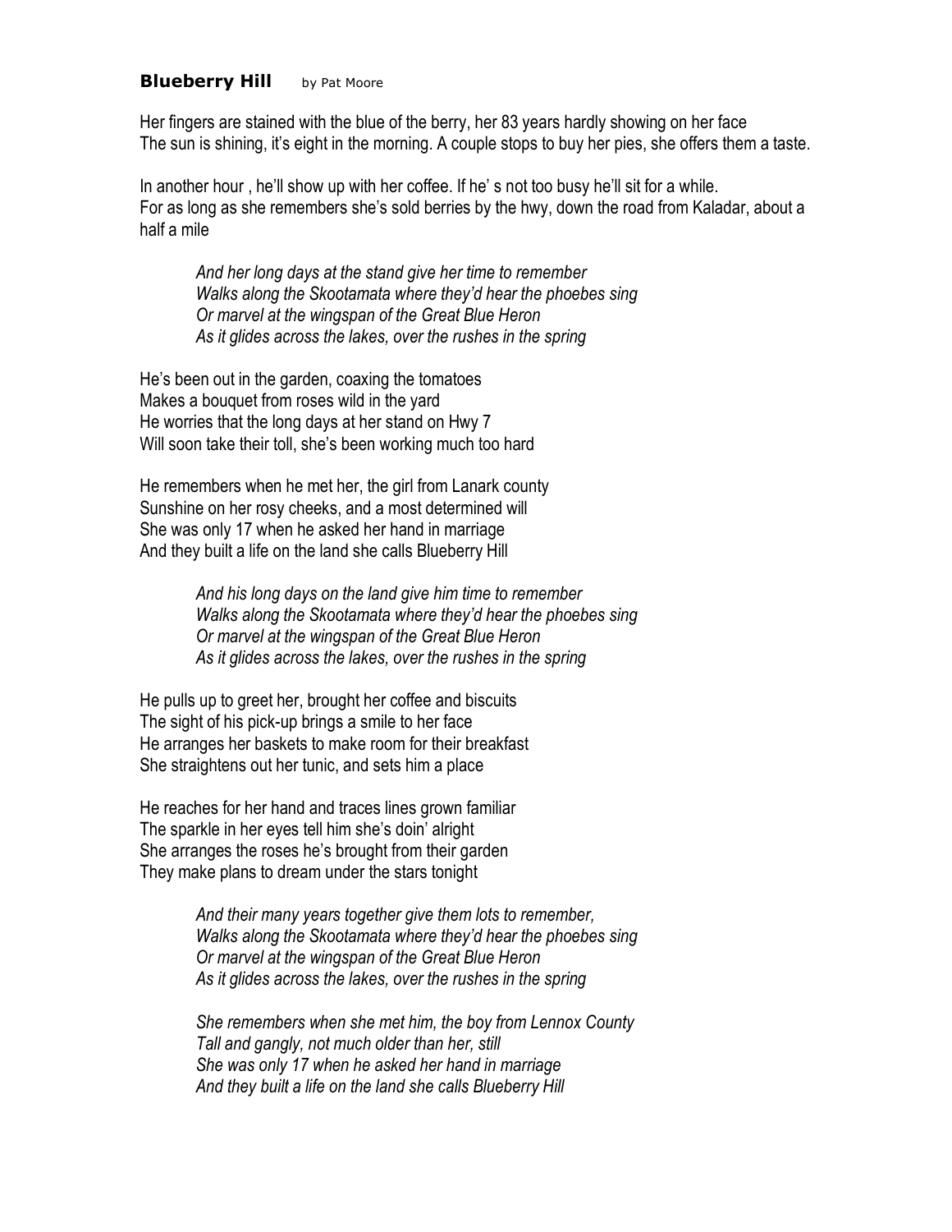**Blueberry Hill** by Pat Moore

Her fingers are stained with the blue of the berry, her 83 years hardly showing on her face
The sun is shining, it's eight in the morning. A couple stops to buy her pies, she offers them a taste.

In another hour , he'll show up with her coffee. If he' s not too busy he'll sit for a while.
For as long as she remembers she's sold berries by the hwy, down the road from Kaladar, about a half a mile

> *And her long days at the stand give her time to remember*
> *Walks along the Skootamata where they'd hear the phoebes sing*
> *Or marvel at the wingspan of the Great Blue Heron*
> *As it glides across the lakes, over the rushes in the spring*

He's been out in the garden, coaxing the tomatoes
Makes a bouquet from roses wild in the yard
He worries that the long days at her stand on Hwy 7
Will soon take their toll, she's been working much too hard

He remembers when he met her, the girl from Lanark county
Sunshine on her rosy cheeks, and a most determined will
She was only 17 when he asked her hand in marriage
And they built a life on the land she calls Blueberry Hill

> *And his long days on the land give him time to remember*
> *Walks along the Skootamata where they'd hear the phoebes sing*
> *Or marvel at the wingspan of the Great Blue Heron*
> *As it glides across the lakes, over the rushes in the spring*

He pulls up to greet her, brought her coffee and biscuits
The sight of his pick-up brings a smile to her face
He arranges her baskets to make room for their breakfast
She straightens out her tunic, and sets him a place

He reaches for her hand and traces lines grown familiar
The sparkle in her eyes tell him she's doin' alright
She arranges the roses he's brought from their garden
They make plans to dream under the stars tonight

> *And their many years together give them lots to remember,*
> *Walks along the Skootamata where they'd hear the phoebes sing*
> *Or marvel at the wingspan of the Great Blue Heron*
> *As it glides across the lakes, over the rushes in the spring*
>
> *She remembers when she met him, the boy from Lennox County*
> *Tall and gangly, not much older than her, still*
> *She was only 17 when he asked her hand in marriage*
> *And they built a life on the land she calls Blueberry Hill*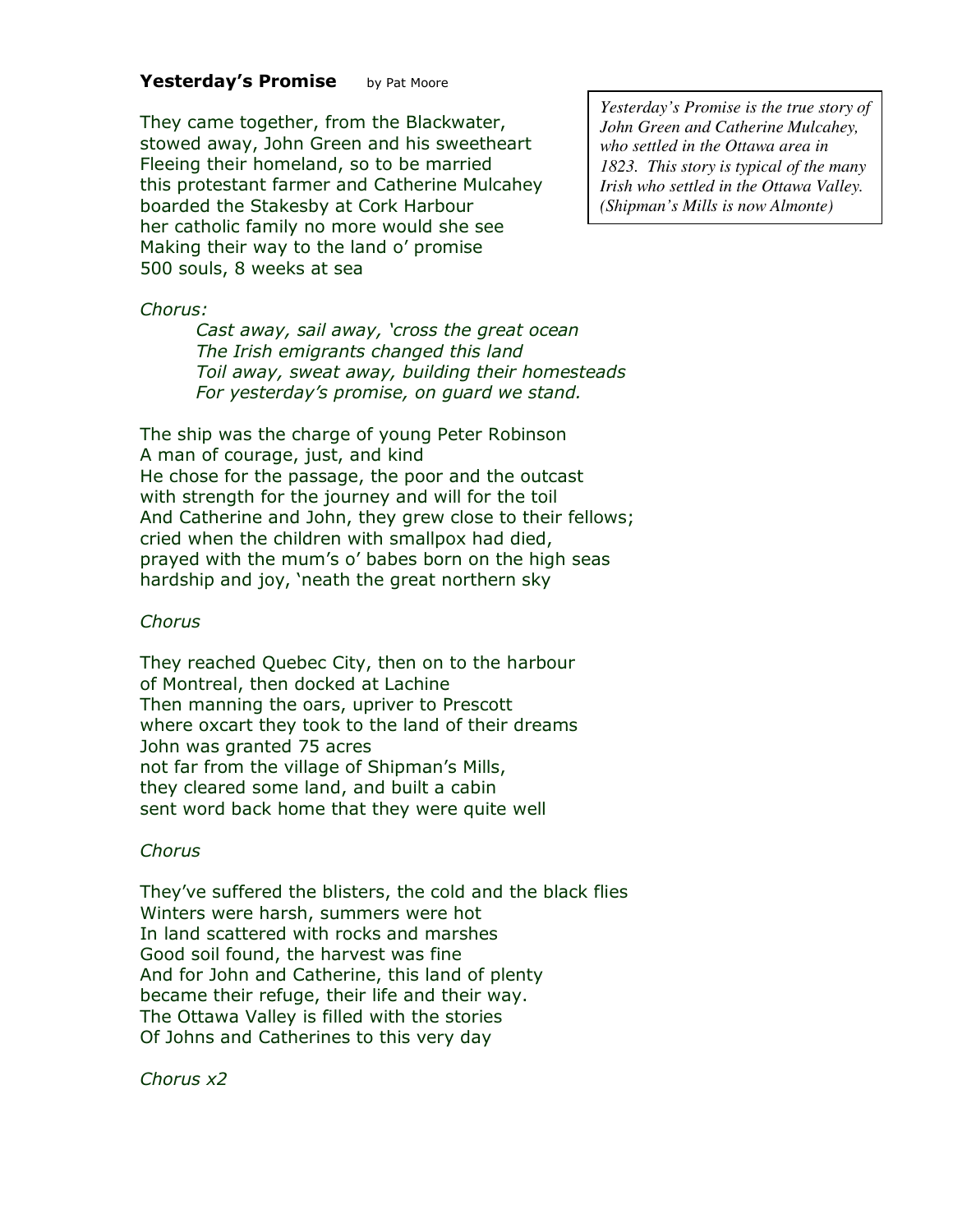**Yesterday's Promise** by Pat Moore

*Yesterday's Promise is the true story of John Green and Catherine Mulcahey, who settled in the Ottawa area in 1823. This story is typical of the many Irish who settled in the Ottawa Valley. (Shipman's Mills is now Almonte)*

They came together, from the Blackwater,
stowed away, John Green and his sweetheart
Fleeing their homeland, so to be married
this protestant farmer and Catherine Mulcahey
boarded the Stakesby at Cork Harbour
her catholic family no more would she see
Making their way to the land o' promise
500 souls, 8 weeks at sea

*Chorus:*

> *Cast away, sail away, 'cross the great ocean*
> *The Irish emigrants changed this land*
> *Toil away, sweat away, building their homesteads*
> *For yesterday's promise, on guard we stand.*

The ship was the charge of young Peter Robinson
A man of courage, just, and kind
He chose for the passage, the poor and the outcast
with strength for the journey and will for the toil
And Catherine and John, they grew close to their fellows;
cried when the children with smallpox had died,
prayed with the mum's o' babes born on the high seas
hardship and joy, 'neath the great northern sky

*Chorus*

They reached Quebec City, then on to the harbour
of Montreal, then docked at Lachine
Then manning the oars, upriver to Prescott
where oxcart they took to the land of their dreams
John was granted 75 acres
not far from the village of Shipman's Mills,
they cleared some land, and built a cabin
sent word back home that they were quite well

*Chorus*

They've suffered the blisters, the cold and the black flies
Winters were harsh, summers were hot
In land scattered with rocks and marshes
Good soil found, the harvest was fine
And for John and Catherine, this land of plenty
became their refuge, their life and their way.
The Ottawa Valley is filled with the stories
Of Johns and Catherines to this very day

*Chorus x2*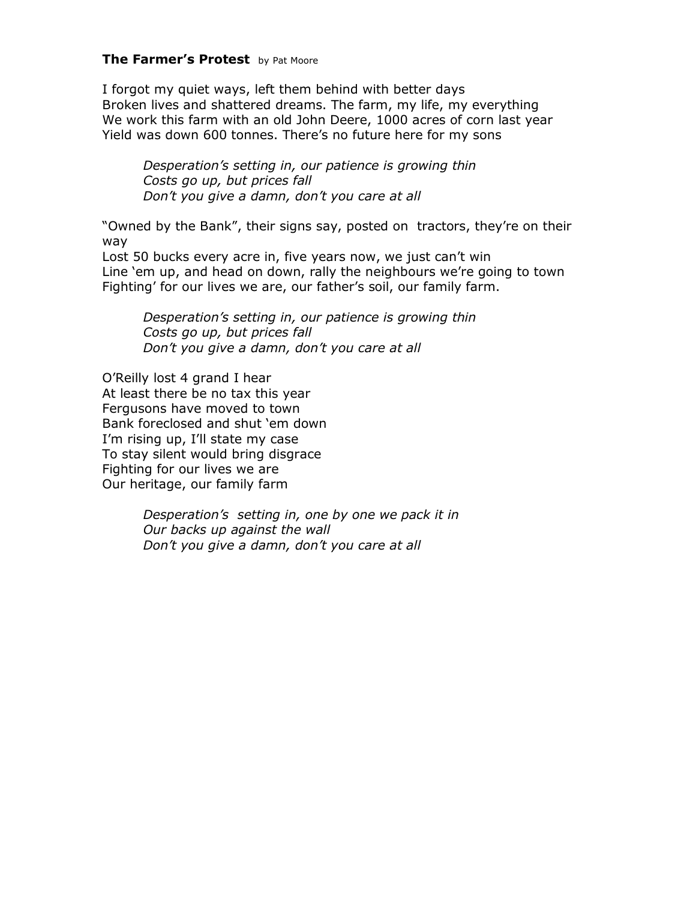**The Farmer's Protest** by Pat Moore

I forgot my quiet ways, left them behind with better days  
Broken lives and shattered dreams. The farm, my life, my everything  
We work this farm with an old John Deere, 1000 acres of corn last year  
Yield was down 600 tonnes. There's no future here for my sons

> *Desperation's setting in, our patience is growing thin*  
> *Costs go up, but prices fall*  
> *Don't you give a damn, don't you care at all*

"Owned by the Bank", their signs say, posted on tractors, they're on their way  
Lost 50 bucks every acre in, five years now, we just can't win  
Line 'em up, and head on down, rally the neighbours we're going to town  
Fighting' for our lives we are, our father's soil, our family farm.

> *Desperation's setting in, our patience is growing thin*  
> *Costs go up, but prices fall*  
> *Don't you give a damn, don't you care at all*

O'Reilly lost 4 grand I hear  
At least there be no tax this year  
Fergusons have moved to town  
Bank foreclosed and shut 'em down  
I'm rising up, I'll state my case  
To stay silent would bring disgrace  
Fighting for our lives we are  
Our heritage, our family farm

> *Desperation's setting in, one by one we pack it in*  
> *Our backs up against the wall*  
> *Don't you give a damn, don't you care at all*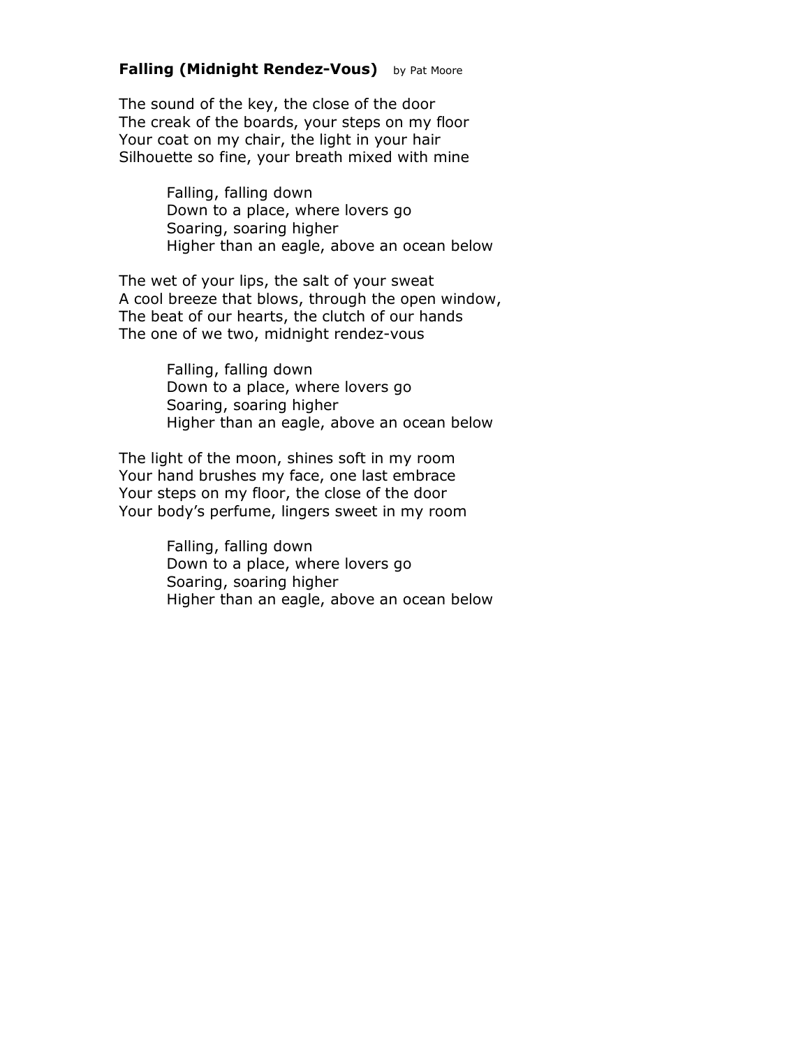**Falling (Midnight Rendez-Vous)** by Pat Moore

The sound of the key, the close of the door
The creak of the boards, your steps on my floor
Your coat on my chair, the light in your hair
Silhouette so fine, your breath mixed with mine

> Falling, falling down
> Down to a place, where lovers go
> Soaring, soaring higher
> Higher than an eagle, above an ocean below

The wet of your lips, the salt of your sweat
A cool breeze that blows, through the open window,
The beat of our hearts, the clutch of our hands
The one of we two, midnight rendez-vous

> Falling, falling down
> Down to a place, where lovers go
> Soaring, soaring higher
> Higher than an eagle, above an ocean below

The light of the moon, shines soft in my room
Your hand brushes my face, one last embrace
Your steps on my floor, the close of the door
Your body's perfume, lingers sweet in my room

> Falling, falling down
> Down to a place, where lovers go
> Soaring, soaring higher
> Higher than an eagle, above an ocean below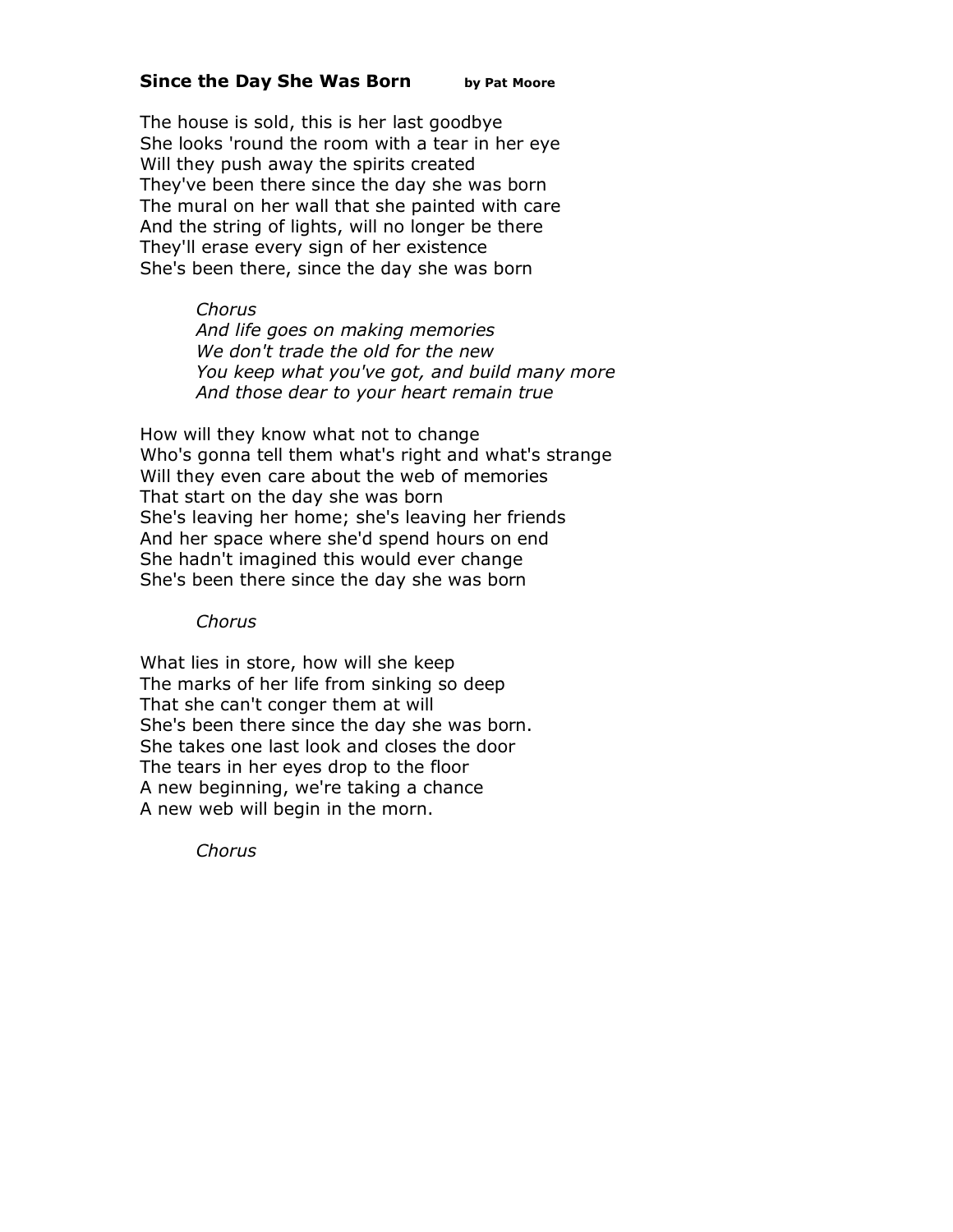**Since the Day She Was Born** **by Pat Moore**

The house is sold, this is her last goodbye
She looks 'round the room with a tear in her eye
Will they push away the spirits created
They've been there since the day she was born
The mural on her wall that she painted with care
And the string of lights, will no longer be there
They'll erase every sign of her existence
She's been there, since the day she was born

> *Chorus*
> *And life goes on making memories*
> *We don't trade the old for the new*
> *You keep what you've got, and build many more*
> *And those dear to your heart remain true*

How will they know what not to change
Who's gonna tell them what's right and what's strange
Will they even care about the web of memories
That start on the day she was born
She's leaving her home; she's leaving her friends
And her space where she'd spend hours on end
She hadn't imagined this would ever change
She's been there since the day she was born

> *Chorus*

What lies in store, how will she keep
The marks of her life from sinking so deep
That she can't conger them at will
She's been there since the day she was born.
She takes one last look and closes the door
The tears in her eyes drop to the floor
A new beginning, we're taking a chance
A new web will begin in the morn.

> *Chorus*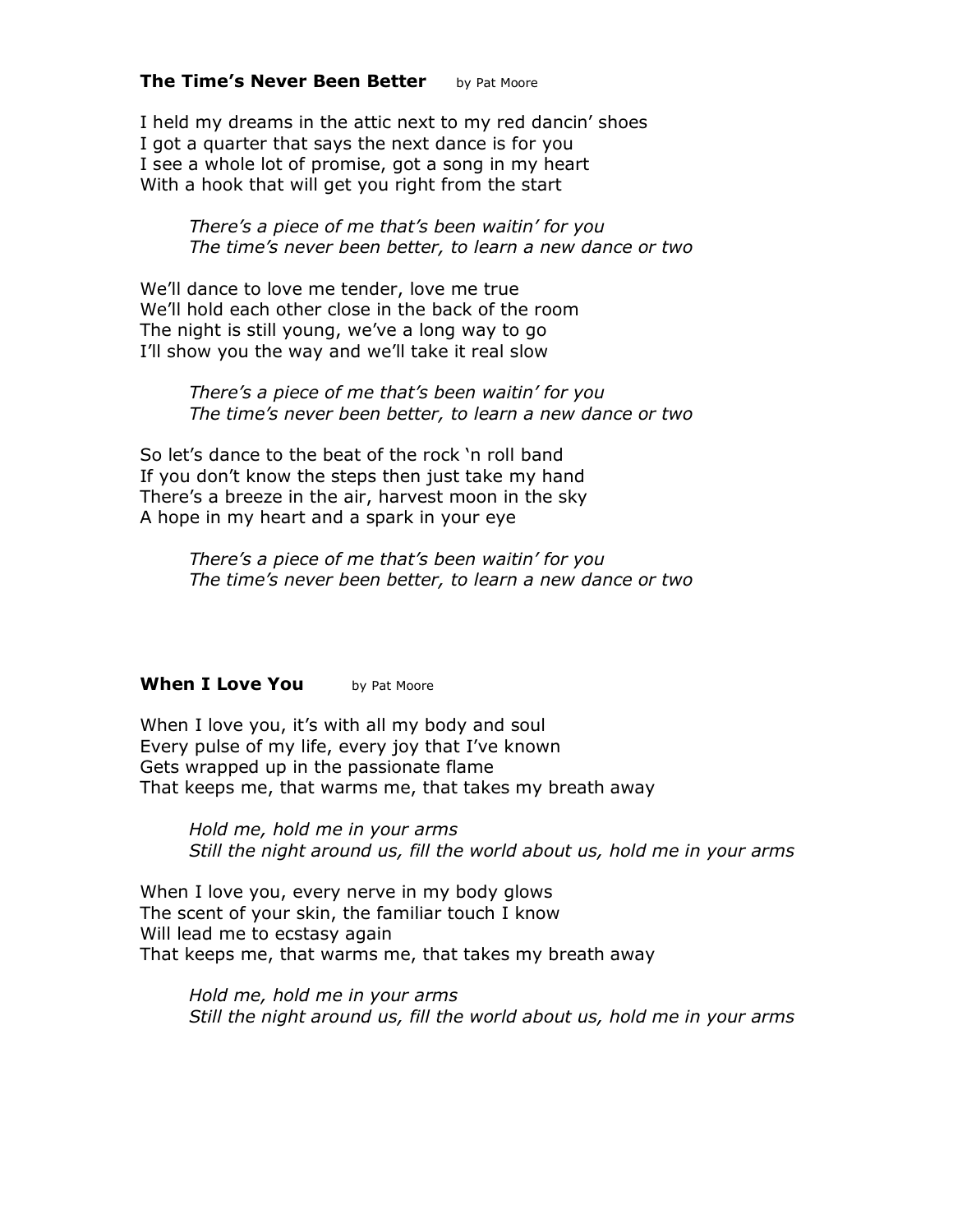**The Time's Never Been Better** by Pat Moore

I held my dreams in the attic next to my red dancin' shoes
I got a quarter that says the next dance is for you
I see a whole lot of promise, got a song in my heart
With a hook that will get you right from the start

> *There's a piece of me that's been waitin' for you*
> *The time's never been better, to learn a new dance or two*

We'll dance to love me tender, love me true
We'll hold each other close in the back of the room
The night is still young, we've a long way to go
I'll show you the way and we'll take it real slow

> *There's a piece of me that's been waitin' for you*
> *The time's never been better, to learn a new dance or two*

So let's dance to the beat of the rock 'n roll band
If you don't know the steps then just take my hand
There's a breeze in the air, harvest moon in the sky
A hope in my heart and a spark in your eye

> *There's a piece of me that's been waitin' for you*
> *The time's never been better, to learn a new dance or two*

**When I Love You** by Pat Moore

When I love you, it's with all my body and soul
Every pulse of my life, every joy that I've known
Gets wrapped up in the passionate flame
That keeps me, that warms me, that takes my breath away

> *Hold me, hold me in your arms*
> *Still the night around us, fill the world about us, hold me in your arms*

When I love you, every nerve in my body glows
The scent of your skin, the familiar touch I know
Will lead me to ecstasy again
That keeps me, that warms me, that takes my breath away

> *Hold me, hold me in your arms*
> *Still the night around us, fill the world about us, hold me in your arms*